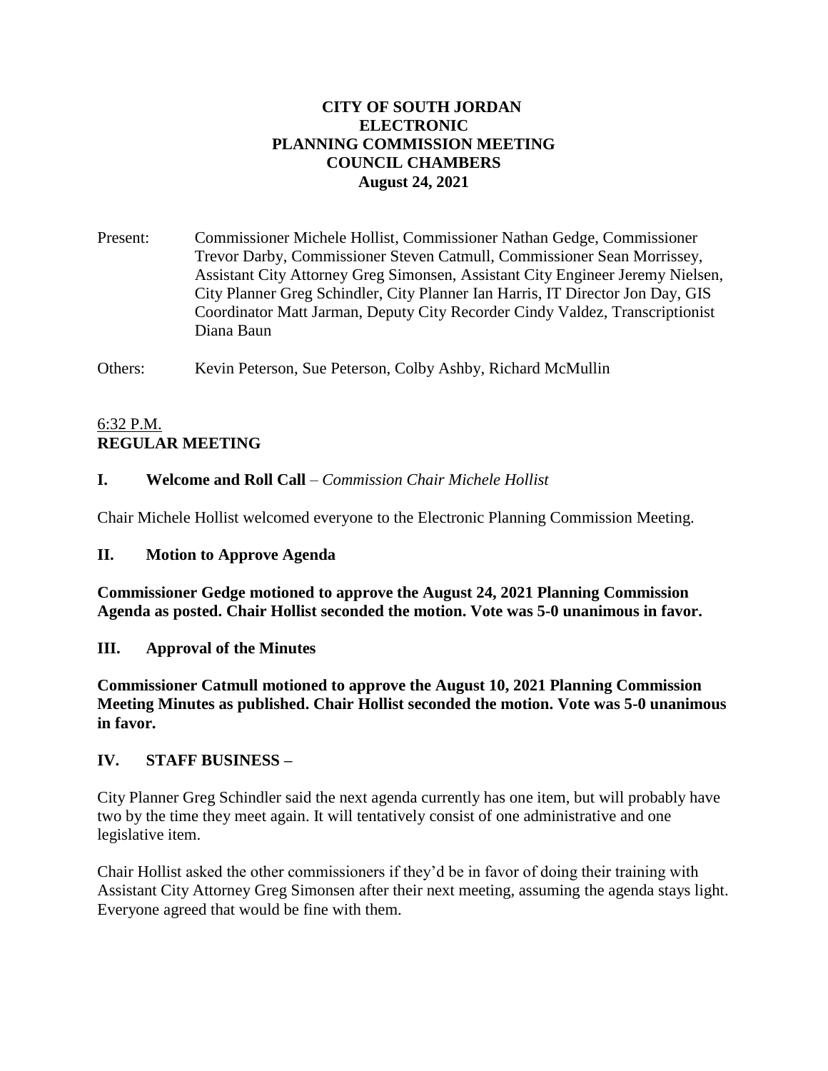# CITY OF SOUTH JORDAN
# ELECTRONIC
# PLANNING COMMISSION MEETING
# COUNCIL CHAMBERS
# August 24, 2021

Present: Commissioner Michele Hollist, Commissioner Nathan Gedge, Commissioner Trevor Darby, Commissioner Steven Catmull, Commissioner Sean Morrissey, Assistant City Attorney Greg Simonsen, Assistant City Engineer Jeremy Nielsen, City Planner Greg Schindler, City Planner Ian Harris, IT Director Jon Day, GIS Coordinator Matt Jarman, Deputy City Recorder Cindy Valdez, Transcriptionist Diana Baun

Others: Kevin Peterson, Sue Peterson, Colby Ashby, Richard McMullin

6:32 P.M.
**REGULAR MEETING**

## I. Welcome and Roll Call – *Commission Chair Michele Hollist*

Chair Michele Hollist welcomed everyone to the Electronic Planning Commission Meeting.

## II. Motion to Approve Agenda

**Commissioner Gedge motioned to approve the August 24, 2021 Planning Commission Agenda as posted. Chair Hollist seconded the motion. Vote was 5-0 unanimous in favor.**

## III. Approval of the Minutes

**Commissioner Catmull motioned to approve the August 10, 2021 Planning Commission Meeting Minutes as published. Chair Hollist seconded the motion. Vote was 5-0 unanimous in favor.**

## IV. STAFF BUSINESS –

City Planner Greg Schindler said the next agenda currently has one item, but will probably have two by the time they meet again. It will tentatively consist of one administrative and one legislative item.

Chair Hollist asked the other commissioners if they'd be in favor of doing their training with Assistant City Attorney Greg Simonsen after their next meeting, assuming the agenda stays light. Everyone agreed that would be fine with them.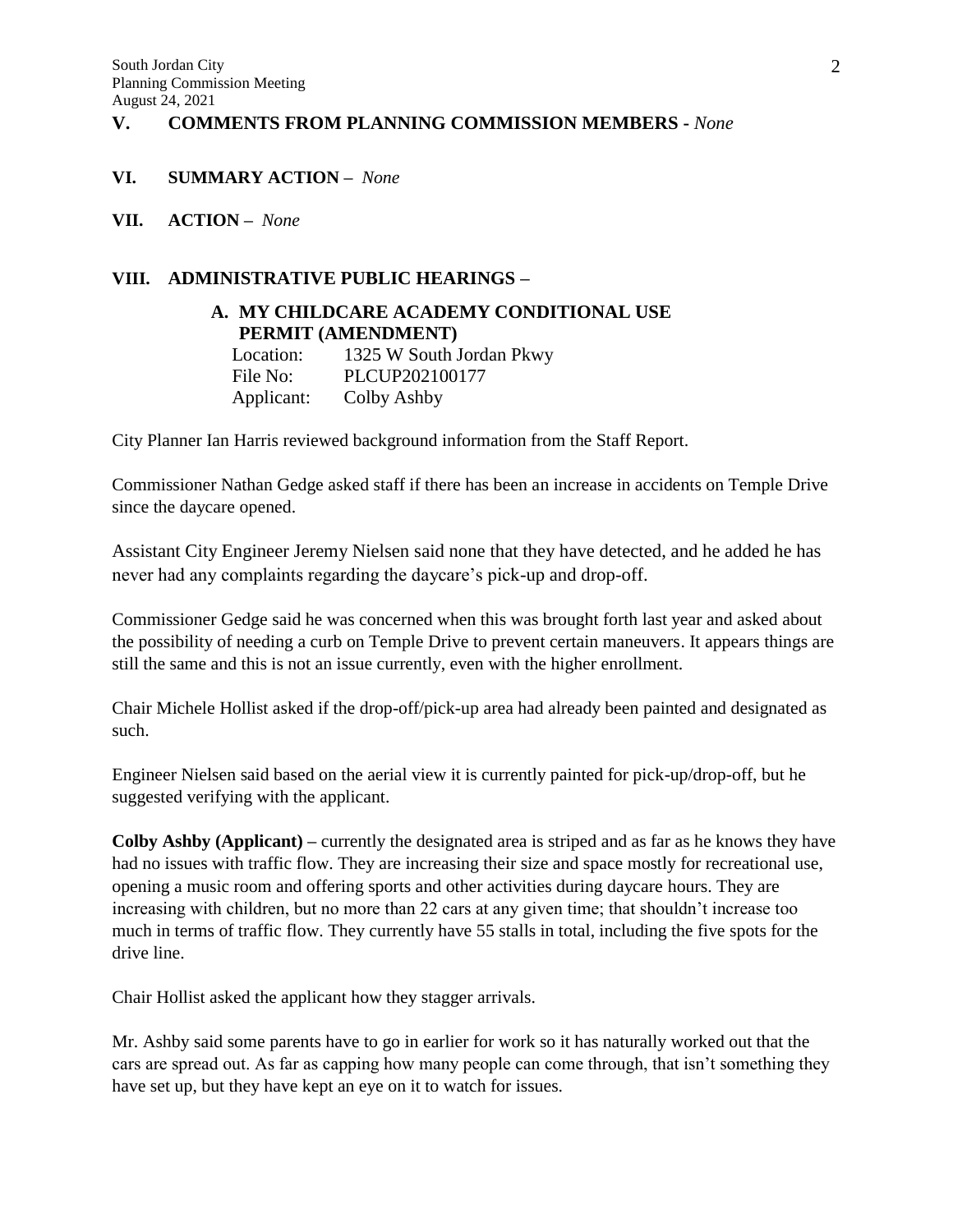**V. COMMENTS FROM PLANNING COMMISSION MEMBERS -** *None*

**VI. SUMMARY ACTION –** *None*

**VII. ACTION –** *None*

**VIII. ADMINISTRATIVE PUBLIC HEARINGS –**

**A. MY CHILDCARE ACADEMY CONDITIONAL USE PERMIT (AMENDMENT)**

Location: 1325 W South Jordan Pkwy
File No: PLCUP202100177
Applicant: Colby Ashby

City Planner Ian Harris reviewed background information from the Staff Report.

Commissioner Nathan Gedge asked staff if there has been an increase in accidents on Temple Drive since the daycare opened.

Assistant City Engineer Jeremy Nielsen said none that they have detected, and he added he has never had any complaints regarding the daycare's pick-up and drop-off.

Commissioner Gedge said he was concerned when this was brought forth last year and asked about the possibility of needing a curb on Temple Drive to prevent certain maneuvers. It appears things are still the same and this is not an issue currently, even with the higher enrollment.

Chair Michele Hollist asked if the drop-off/pick-up area had already been painted and designated as such.

Engineer Nielsen said based on the aerial view it is currently painted for pick-up/drop-off, but he suggested verifying with the applicant.

**Colby Ashby (Applicant) –** currently the designated area is striped and as far as he knows they have had no issues with traffic flow. They are increasing their size and space mostly for recreational use, opening a music room and offering sports and other activities during daycare hours. They are increasing with children, but no more than 22 cars at any given time; that shouldn't increase too much in terms of traffic flow. They currently have 55 stalls in total, including the five spots for the drive line.

Chair Hollist asked the applicant how they stagger arrivals.

Mr. Ashby said some parents have to go in earlier for work so it has naturally worked out that the cars are spread out. As far as capping how many people can come through, that isn't something they have set up, but they have kept an eye on it to watch for issues.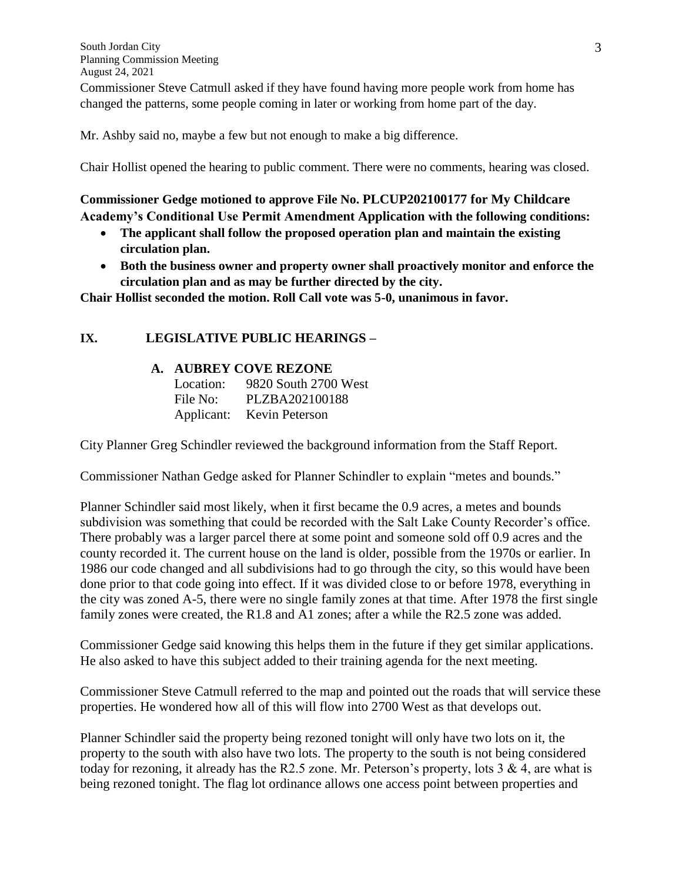Commissioner Steve Catmull asked if they have found having more people work from home has changed the patterns, some people coming in later or working from home part of the day.

Mr. Ashby said no, maybe a few but not enough to make a big difference.

Chair Hollist opened the hearing to public comment. There were no comments, hearing was closed.

**Commissioner Gedge motioned to approve File No. PLCUP202100177 for My Childcare Academy's Conditional Use Permit Amendment Application with the following conditions:**

- **The applicant shall follow the proposed operation plan and maintain the existing circulation plan.**
- **Both the business owner and property owner shall proactively monitor and enforce the circulation plan and as may be further directed by the city.**

**Chair Hollist seconded the motion. Roll Call vote was 5-0, unanimous in favor.**

## IX. LEGISLATIVE PUBLIC HEARINGS –

### A. AUBREY COVE REZONE

Location: 9820 South 2700 West
File No: PLZBA202100188
Applicant: Kevin Peterson

City Planner Greg Schindler reviewed the background information from the Staff Report.

Commissioner Nathan Gedge asked for Planner Schindler to explain "metes and bounds."

Planner Schindler said most likely, when it first became the 0.9 acres, a metes and bounds subdivision was something that could be recorded with the Salt Lake County Recorder's office. There probably was a larger parcel there at some point and someone sold off 0.9 acres and the county recorded it. The current house on the land is older, possible from the 1970s or earlier. In 1986 our code changed and all subdivisions had to go through the city, so this would have been done prior to that code going into effect. If it was divided close to or before 1978, everything in the city was zoned A-5, there were no single family zones at that time. After 1978 the first single family zones were created, the R1.8 and A1 zones; after a while the R2.5 zone was added.

Commissioner Gedge said knowing this helps them in the future if they get similar applications. He also asked to have this subject added to their training agenda for the next meeting.

Commissioner Steve Catmull referred to the map and pointed out the roads that will service these properties. He wondered how all of this will flow into 2700 West as that develops out.

Planner Schindler said the property being rezoned tonight will only have two lots on it, the property to the south with also have two lots. The property to the south is not being considered today for rezoning, it already has the R2.5 zone. Mr. Peterson's property, lots 3 & 4, are what is being rezoned tonight. The flag lot ordinance allows one access point between properties and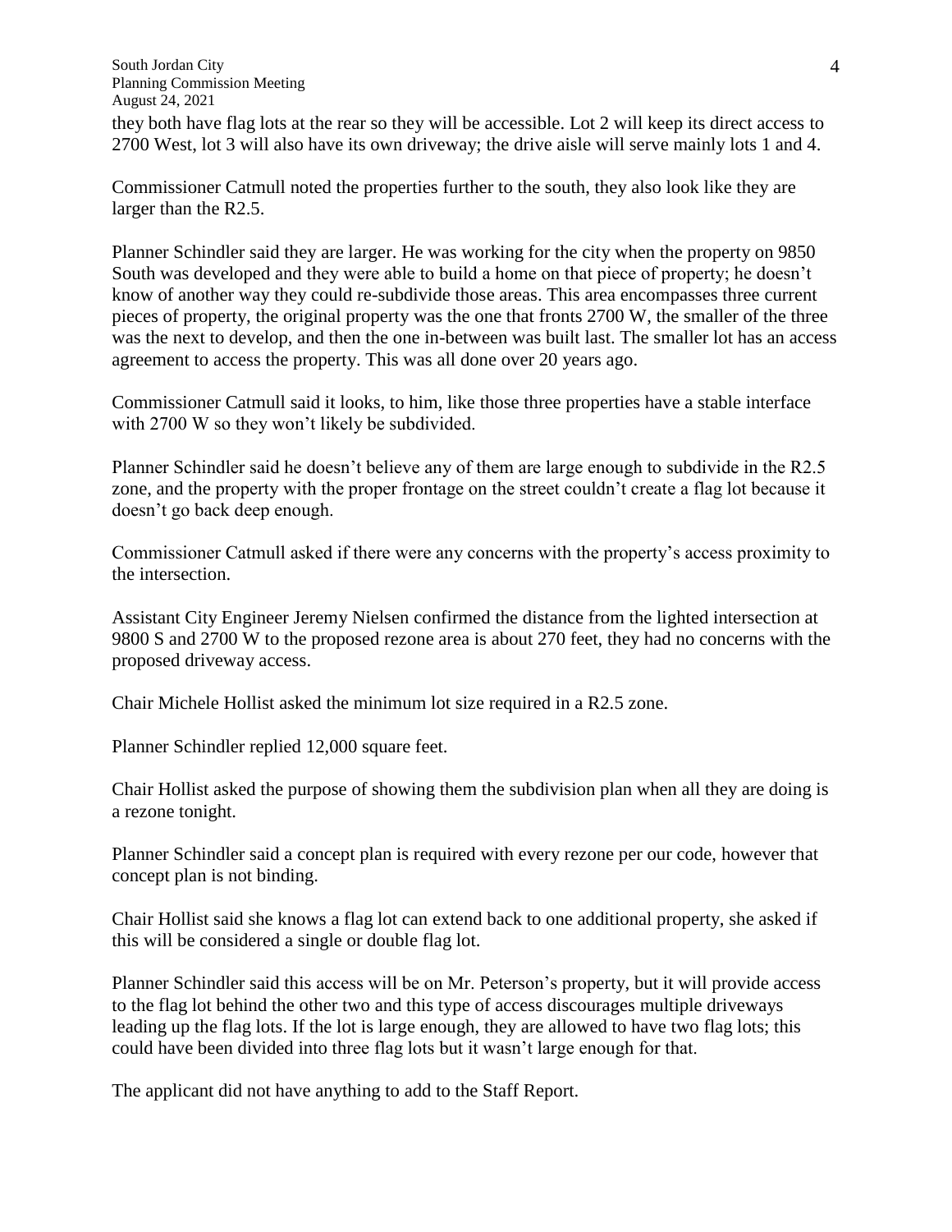they both have flag lots at the rear so they will be accessible. Lot 2 will keep its direct access to 2700 West, lot 3 will also have its own driveway; the drive aisle will serve mainly lots 1 and 4.

Commissioner Catmull noted the properties further to the south, they also look like they are larger than the R2.5.

Planner Schindler said they are larger. He was working for the city when the property on 9850 South was developed and they were able to build a home on that piece of property; he doesn't know of another way they could re-subdivide those areas. This area encompasses three current pieces of property, the original property was the one that fronts 2700 W, the smaller of the three was the next to develop, and then the one in-between was built last. The smaller lot has an access agreement to access the property. This was all done over 20 years ago.

Commissioner Catmull said it looks, to him, like those three properties have a stable interface with 2700 W so they won't likely be subdivided.

Planner Schindler said he doesn't believe any of them are large enough to subdivide in the R2.5 zone, and the property with the proper frontage on the street couldn't create a flag lot because it doesn't go back deep enough.

Commissioner Catmull asked if there were any concerns with the property's access proximity to the intersection.

Assistant City Engineer Jeremy Nielsen confirmed the distance from the lighted intersection at 9800 S and 2700 W to the proposed rezone area is about 270 feet, they had no concerns with the proposed driveway access.

Chair Michele Hollist asked the minimum lot size required in a R2.5 zone.

Planner Schindler replied 12,000 square feet.

Chair Hollist asked the purpose of showing them the subdivision plan when all they are doing is a rezone tonight.

Planner Schindler said a concept plan is required with every rezone per our code, however that concept plan is not binding.

Chair Hollist said she knows a flag lot can extend back to one additional property, she asked if this will be considered a single or double flag lot.

Planner Schindler said this access will be on Mr. Peterson's property, but it will provide access to the flag lot behind the other two and this type of access discourages multiple driveways leading up the flag lots. If the lot is large enough, they are allowed to have two flag lots; this could have been divided into three flag lots but it wasn't large enough for that.

The applicant did not have anything to add to the Staff Report.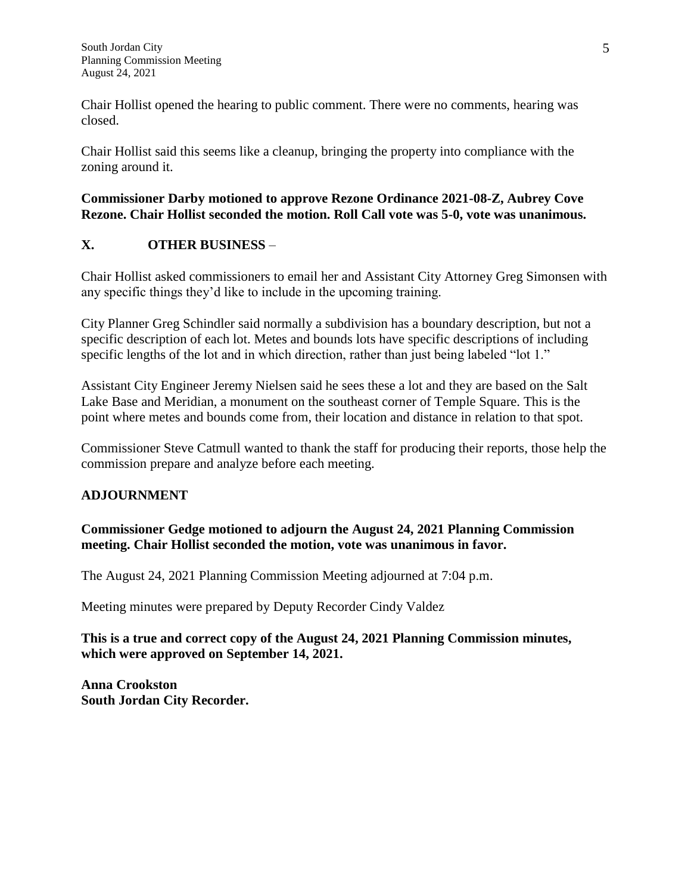Chair Hollist opened the hearing to public comment. There were no comments, hearing was closed.

Chair Hollist said this seems like a cleanup, bringing the property into compliance with the zoning around it.

**Commissioner Darby motioned to approve Rezone Ordinance 2021-08-Z, Aubrey Cove Rezone. Chair Hollist seconded the motion. Roll Call vote was 5-0, vote was unanimous.**

## X. OTHER BUSINESS –

Chair Hollist asked commissioners to email her and Assistant City Attorney Greg Simonsen with any specific things they'd like to include in the upcoming training.

City Planner Greg Schindler said normally a subdivision has a boundary description, but not a specific description of each lot. Metes and bounds lots have specific descriptions of including specific lengths of the lot and in which direction, rather than just being labeled "lot 1."

Assistant City Engineer Jeremy Nielsen said he sees these a lot and they are based on the Salt Lake Base and Meridian, a monument on the southeast corner of Temple Square. This is the point where metes and bounds come from, their location and distance in relation to that spot.

Commissioner Steve Catmull wanted to thank the staff for producing their reports, those help the commission prepare and analyze before each meeting.

## ADJOURNMENT

**Commissioner Gedge motioned to adjourn the August 24, 2021 Planning Commission meeting. Chair Hollist seconded the motion, vote was unanimous in favor.**

The August 24, 2021 Planning Commission Meeting adjourned at 7:04 p.m.

Meeting minutes were prepared by Deputy Recorder Cindy Valdez

**This is a true and correct copy of the August 24, 2021 Planning Commission minutes, which were approved on September 14, 2021.**

**Anna Crookston**
**South Jordan City Recorder.**